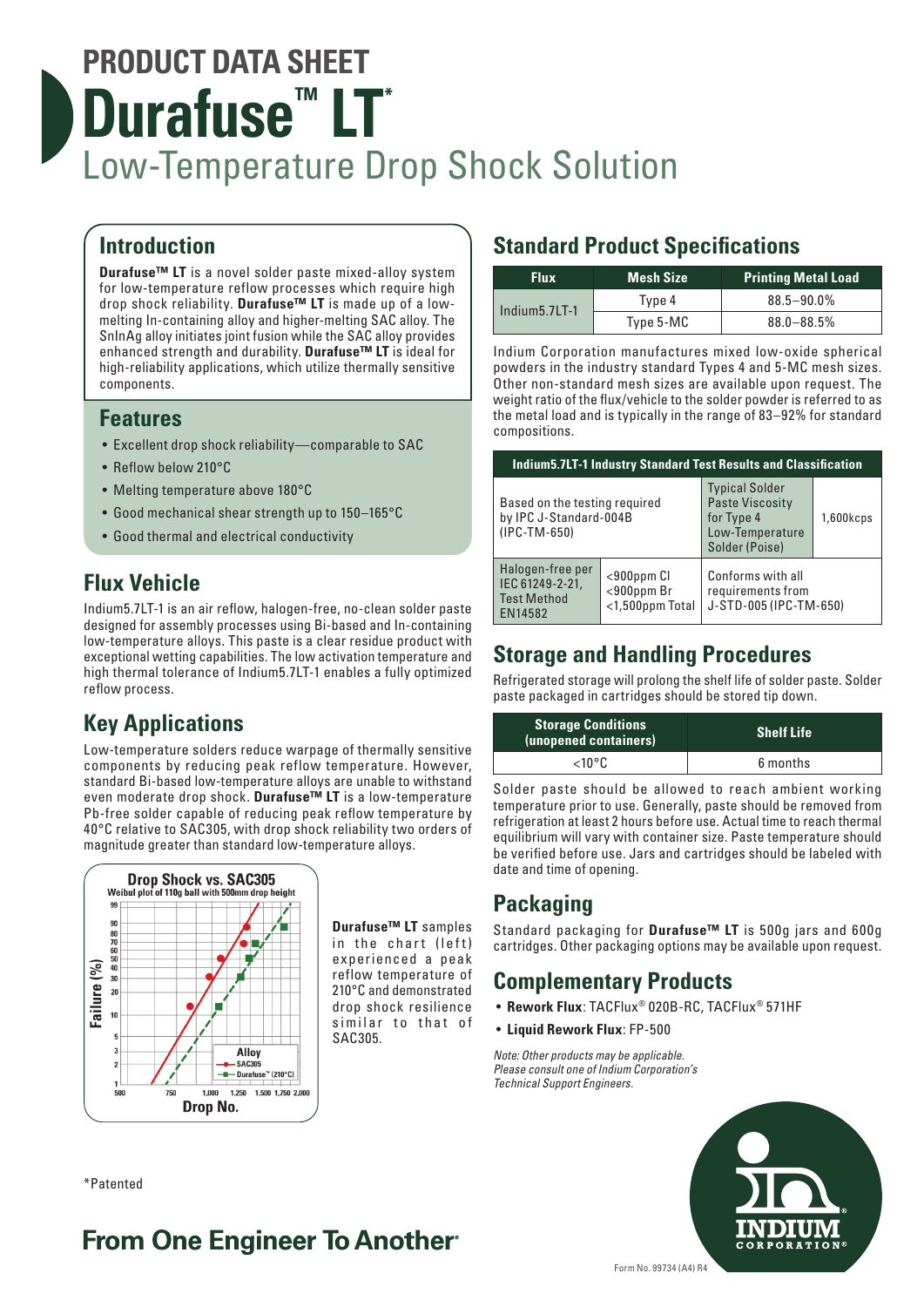# PRODUCT DATA SHEET

# Durafuse™ LT*

## Low-Temperature Drop Shock Solution

## Introduction

**Durafuse™ LT** is a novel solder paste mixed-alloy system for low-temperature reflow processes which require high drop shock reliability. **Durafuse™ LT** is made up of a low-melting In-containing alloy and higher-melting SAC alloy. The SnInAg alloy initiates joint fusion while the SAC alloy provides enhanced strength and durability. **Durafuse™ LT** is ideal for high-reliability applications, which utilize thermally sensitive components.

## Features

- Excellent drop shock reliability—comparable to SAC
- Reflow below 210°C
- Melting temperature above 180°C
- Good mechanical shear strength up to 150–165°C
- Good thermal and electrical conductivity

## Flux Vehicle

Indium5.7LT-1 is an air reflow, halogen-free, no-clean solder paste designed for assembly processes using Bi-based and In-containing low-temperature alloys. This paste is a clear residue product with exceptional wetting capabilities. The low activation temperature and high thermal tolerance of Indium5.7LT-1 enables a fully optimized reflow process.

## Key Applications

Low-temperature solders reduce warpage of thermally sensitive components by reducing peak reflow temperature. However, standard Bi-based low-temperature alloys are unable to withstand even moderate drop shock. **Durafuse™ LT** is a low-temperature Pb-free solder capable of reducing peak reflow temperature by 40°C relative to SAC305, with drop shock reliability two orders of magnitude greater than standard low-temperature alloys.

**Drop Shock vs. SAC305**
Weibul plot of 110g ball with 500mm drop height

**Durafuse™ LT** samples in the chart (left) experienced a peak reflow temperature of 210°C and demonstrated drop shock resilience similar to that of SAC305.

## Standard Product Specifications

| Flux | Mesh Size | Printing Metal Load |
|---|---|---|
| Indium5.7LT-1 | Type 4 | 88.5–90.0% |
| | Type 5-MC | 88.0–88.5% |

Indium Corporation manufactures mixed low-oxide spherical powders in the industry standard Types 4 and 5-MC mesh sizes. Other non-standard mesh sizes are available upon request. The weight ratio of the flux/vehicle to the solder powder is referred to as the metal load and is typically in the range of 83–92% for standard compositions.

| Indium5.7LT-1 Industry Standard Test Results and Classification | | | |
|---|---|---|---|
| Based on the testing required by IPC J-Standard-004B (IPC-TM-650) | | Typical Solder Paste Viscosity for Type 4 Low-Temperature Solder (Poise) | 1,600kcps |
| Halogen-free per IEC 61249-2-21, Test Method EN14582 | <900ppm Cl <900ppm Br <1,500ppm Total | Conforms with all requirements from J-STD-005 (IPC-TM-650) | |

## Storage and Handling Procedures

Refrigerated storage will prolong the shelf life of solder paste. Solder paste packaged in cartridges should be stored tip down.

| Storage Conditions (unopened containers) | Shelf Life |
|---|---|
| <10°C | 6 months |

Solder paste should be allowed to reach ambient working temperature prior to use. Generally, paste should be removed from refrigeration at least 2 hours before use. Actual time to reach thermal equilibrium will vary with container size. Paste temperature should be verified before use. Jars and cartridges should be labeled with date and time of opening.

## Packaging

Standard packaging for **Durafuse™ LT** is 500g jars and 600g cartridges. Other packaging options may be available upon request.

## Complementary Products

- **Rework Flux**: TACFlux® 020B-RC, TACFlux® 571HF
- **Liquid Rework Flux**: FP-500

*Note: Other products may be applicable. Please consult one of Indium Corporation's Technical Support Engineers.*

*Patented

**From One Engineer To Another®**

Form No. 99734 (A4) R4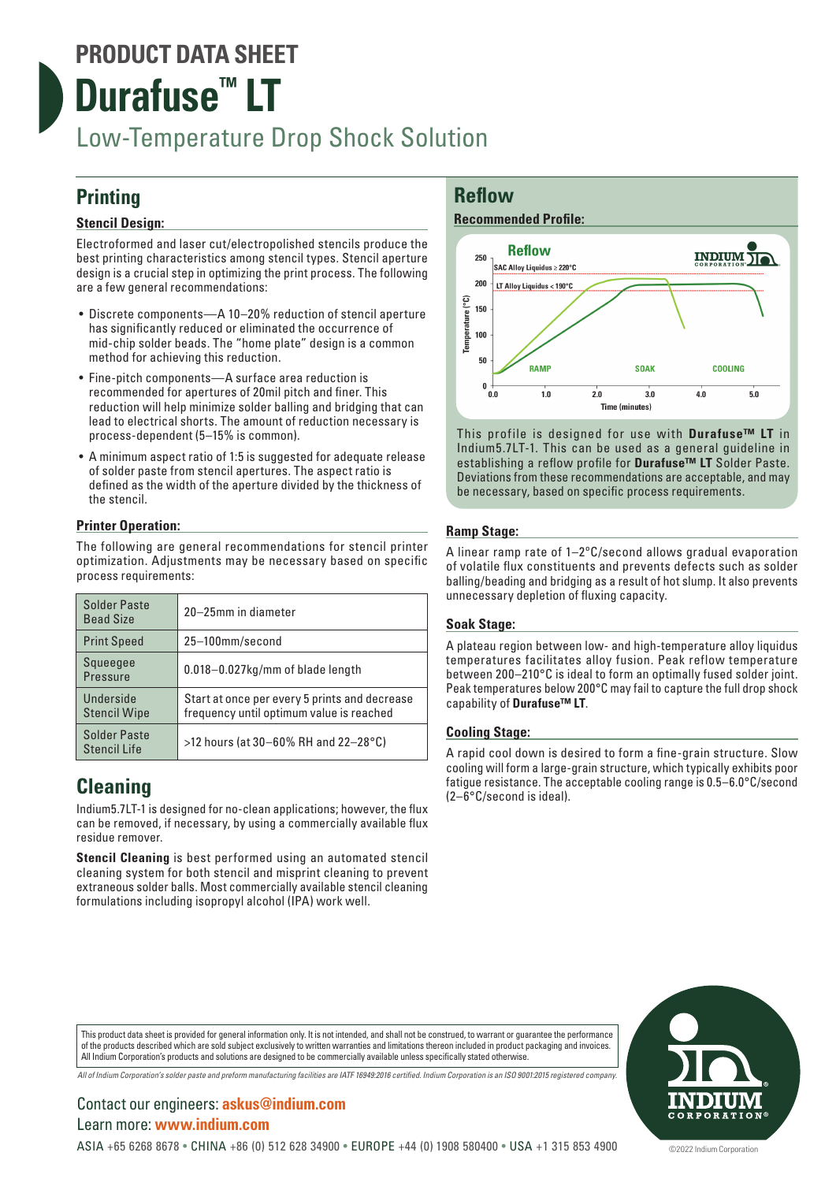# PRODUCT DATA SHEET

# Durafuse™ LT

## Low-Temperature Drop Shock Solution

## Printing

### Stencil Design:

Electroformed and laser cut/electropolished stencils produce the best printing characteristics among stencil types. Stencil aperture design is a crucial step in optimizing the print process. The following are a few general recommendations:

- Discrete components—A 10–20% reduction of stencil aperture has significantly reduced or eliminated the occurrence of mid-chip solder beads. The "home plate" design is a common method for achieving this reduction.
- Fine-pitch components—A surface area reduction is recommended for apertures of 20mil pitch and finer. This reduction will help minimize solder balling and bridging that can lead to electrical shorts. The amount of reduction necessary is process-dependent (5–15% is common).
- A minimum aspect ratio of 1:5 is suggested for adequate release of solder paste from stencil apertures. The aspect ratio is defined as the width of the aperture divided by the thickness of the stencil.

### Printer Operation:

The following are general recommendations for stencil printer optimization. Adjustments may be necessary based on specific process requirements:

| | |
|---|---|
| Solder Paste Bead Size | 20–25mm in diameter |
| Print Speed | 25–100mm/second |
| Squeegee Pressure | 0.018–0.027kg/mm of blade length |
| Underside Stencil Wipe | Start at once per every 5 prints and decrease frequency until optimum value is reached |
| Solder Paste Stencil Life | >12 hours (at 30–60% RH and 22–28°C) |

## Cleaning

Indium5.7LT-1 is designed for no-clean applications; however, the flux can be removed, if necessary, by using a commercially available flux residue remover.

**Stencil Cleaning** is best performed using an automated stencil cleaning system for both stencil and misprint cleaning to prevent extraneous solder balls. Most commercially available stencil cleaning formulations including isopropyl alcohol (IPA) work well.

## Reflow

### Recommended Profile:

Reflow

SAC Alloy Liquidus ≥ 220°C

LT Alloy Liquidus < 190°C

Temperature (°C)

250
200
150
100
50
0

RAMP
SOAK
COOLING

0.0
1.0
2.0
3.0
4.0
5.0

Time (minutes)

INDIUM CORPORATION

This profile is designed for use with **Durafuse™ LT** in Indium5.7LT-1. This can be used as a general guideline in establishing a reflow profile for **Durafuse™ LT** Solder Paste. Deviations from these recommendations are acceptable, and may be necessary, based on specific process requirements.

### Ramp Stage:

A linear ramp rate of 1–2°C/second allows gradual evaporation of volatile flux constituents and prevents defects such as solder balling/beading and bridging as a result of hot slump. It also prevents unnecessary depletion of fluxing capacity.

### Soak Stage:

A plateau region between low- and high-temperature alloy liquidus temperatures facilitates alloy fusion. Peak reflow temperature between 200–210°C is ideal to form an optimally fused solder joint. Peak temperatures below 200°C may fail to capture the full drop shock capability of **Durafuse™ LT**.

### Cooling Stage:

A rapid cool down is desired to form a fine-grain structure. Slow cooling will form a large-grain structure, which typically exhibits poor fatigue resistance. The acceptable cooling range is 0.5–6.0°C/second (2–6°C/second is ideal).

This product data sheet is provided for general information only. It is not intended, and shall not be construed, to warrant or guarantee the performance of the products described which are sold subject exclusively to written warranties and limitations thereon included in product packaging and invoices. All Indium Corporation's products and solutions are designed to be commercially available unless specifically stated otherwise.

*All of Indium Corporation's solder paste and preform manufacturing facilities are IATF 16949:2016 certified. Indium Corporation is an ISO 9001:2015 registered company.*

Contact our engineers: **askus@indium.com**

Learn more: **www.indium.com**

ASIA +65 6268 8678 • CHINA +86 (0) 512 628 34900 • EUROPE +44 (0) 1908 580400 • USA +1 315 853 4900

INDIUM CORPORATION®

©2022 Indium Corporation